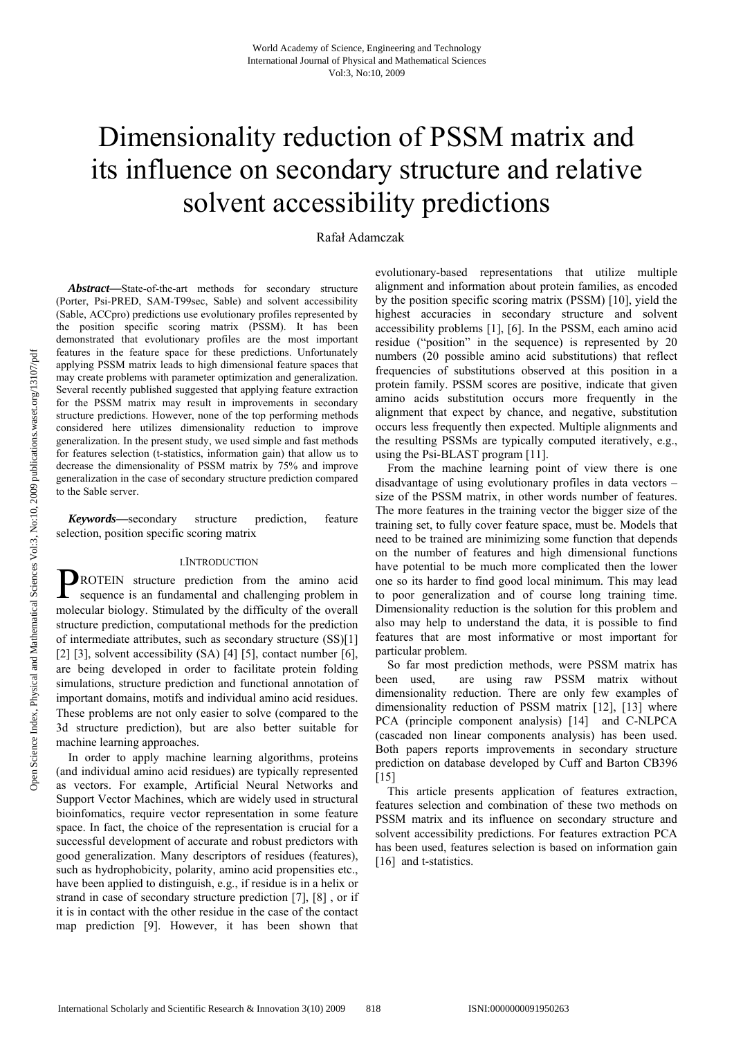# Dimensionality reduction of PSSM matrix and its influence on secondary structure and relative solvent accessibility predictions

Rafał Adamczak

***Abstract*****—**State-of-the-art methods for secondary structure (Porter, Psi-PRED, SAM-T99sec, Sable) and solvent accessibility (Sable, ACCpro) predictions use evolutionary profiles represented by the position specific scoring matrix (PSSM). It has been demonstrated that evolutionary profiles are the most important features in the feature space for these predictions. Unfortunately applying PSSM matrix leads to high dimensional feature spaces that may create problems with parameter optimization and generalization. Several recently published suggested that applying feature extraction for the PSSM matrix may result in improvements in secondary structure predictions. However, none of the top performing methods considered here utilizes dimensionality reduction to improve generalization. In the present study, we used simple and fast methods for features selection (t-statistics, information gain) that allow us to decrease the dimensionality of PSSM matrix by 75% and improve generalization in the case of secondary structure prediction compared to the Sable server.

***Keywords*****—**secondary structure prediction, feature selection, position specific scoring matrix

## I. Introduction

PROTEIN structure prediction from the amino acid sequence is an fundamental and challenging problem in molecular biology. Stimulated by the difficulty of the overall structure prediction, computational methods for the prediction of intermediate attributes, such as secondary structure (SS)[1] [2] [3], solvent accessibility (SA) [4] [5], contact number [6], are being developed in order to facilitate protein folding simulations, structure prediction and functional annotation of important domains, motifs and individual amino acid residues. These problems are not only easier to solve (compared to the 3d structure prediction), but are also better suitable for machine learning approaches.

In order to apply machine learning algorithms, proteins (and individual amino acid residues) are typically represented as vectors. For example, Artificial Neural Networks and Support Vector Machines, which are widely used in structural bioinfomatics, require vector representation in some feature space. In fact, the choice of the representation is crucial for a successful development of accurate and robust predictors with good generalization. Many descriptors of residues (features), such as hydrophobicity, polarity, amino acid propensities etc., have been applied to distinguish, e.g., if residue is in a helix or strand in case of secondary structure prediction [7], [8] , or if it is in contact with the other residue in the case of the contact map prediction [9]. However, it has been shown that evolutionary-based representations that utilize multiple alignment and information about protein families, as encoded by the position specific scoring matrix (PSSM) [10], yield the highest accuracies in secondary structure and solvent accessibility problems [1], [6]. In the PSSM, each amino acid residue ("position" in the sequence) is represented by 20 numbers (20 possible amino acid substitutions) that reflect frequencies of substitutions observed at this position in a protein family. PSSM scores are positive, indicate that given amino acids substitution occurs more frequently in the alignment that expect by chance, and negative, substitution occurs less frequently then expected. Multiple alignments and the resulting PSSMs are typically computed iteratively, e.g., using the Psi-BLAST program [11].

From the machine learning point of view there is one disadvantage of using evolutionary profiles in data vectors – size of the PSSM matrix, in other words number of features. The more features in the training vector the bigger size of the training set, to fully cover feature space, must be. Models that need to be trained are minimizing some function that depends on the number of features and high dimensional functions have potential to be much more complicated then the lower one so its harder to find good local minimum. This may lead to poor generalization and of course long training time. Dimensionality reduction is the solution for this problem and also may help to understand the data, it is possible to find features that are most informative or most important for particular problem.

So far most prediction methods, were PSSM matrix has been used, are using raw PSSM matrix without dimensionality reduction. There are only few examples of dimensionality reduction of PSSM matrix [12], [13] where PCA (principle component analysis) [14] and C-NLPCA (cascaded non linear components analysis) has been used. Both papers reports improvements in secondary structure prediction on database developed by Cuff and Barton CB396 [15]

This article presents application of features extraction, features selection and combination of these two methods on PSSM matrix and its influence on secondary structure and solvent accessibility predictions. For features extraction PCA has been used, features selection is based on information gain [16] and t-statistics.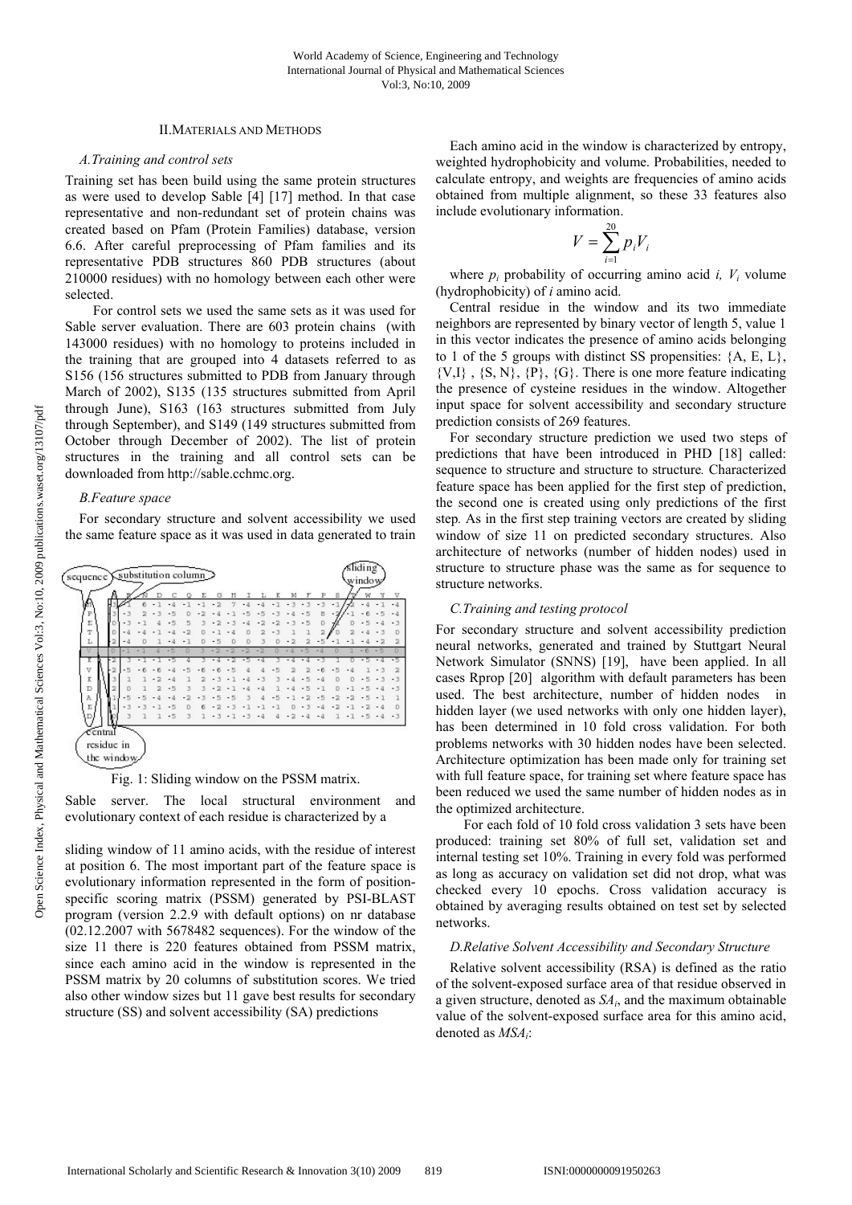## II. MATERIALS AND METHODS

### A. Training and control sets

Training set has been build using the same protein structures as were used to develop Sable [4] [17] method. In that case representative and non-redundant set of protein chains was created based on Pfam (Protein Families) database, version 6.6. After careful preprocessing of Pfam families and its representative PDB structures 860 PDB structures (about 210000 residues) with no homology between each other were selected.

For control sets we used the same sets as it was used for Sable server evaluation. There are 603 protein chains (with 143000 residues) with no homology to proteins included in the training that are grouped into 4 datasets referred to as S156 (156 structures submitted to PDB from January through March of 2002), S135 (135 structures submitted from April through June), S163 (163 structures submitted from July through September), and S149 (149 structures submitted from October through December of 2002). The list of protein structures in the training and all control sets can be downloaded from http://sable.cchmc.org.

### B. Feature space

For secondary structure and solvent accessibility we used the same feature space as it was used in data generated to train Sable server. The local structural environment and evolutionary context of each residue is characterized by a sliding window of 11 amino acids, with the residue of interest at position 6. The most important part of the feature space is evolutionary information represented in the form of position-specific scoring matrix (PSSM) generated by PSI-BLAST program (version 2.2.9 with default options) on nr database (02.12.2007 with 5678482 sequences). For the window of the size 11 there is 220 features obtained from PSSM matrix, since each amino acid in the window is represented in the PSSM matrix by 20 columns of substitution scores. We tried also other window sizes but 11 gave best results for secondary structure (SS) and solvent accessibility (SA) predictions

sequence
substitution column
sliding window
central residue in the window

Fig. 1: Sliding window on the PSSM matrix.

Each amino acid in the window is characterized by entropy, weighted hydrophobicity and volume. Probabilities, needed to calculate entropy, and weights are frequencies of amino acids obtained from multiple alignment, so these 33 features also include evolutionary information.

$$V = \sum_{i=1}^{20} p_i V_i$$

where $p_i$ probability of occurring amino acid $i$, $V_i$ volume (hydrophobicity) of $i$ amino acid.

Central residue in the window and its two immediate neighbors are represented by binary vector of length 5, value 1 in this vector indicates the presence of amino acids belonging to 1 of the 5 groups with distinct SS propensities: {A, E, L}, {V,I} , {S, N}, {P}, {G}. There is one more feature indicating the presence of cysteine residues in the window. Altogether input space for solvent accessibility and secondary structure prediction consists of 269 features.

For secondary structure prediction we used two steps of predictions that have been introduced in PHD [18] called: sequence to structure and structure to structure*.* Characterized feature space has been applied for the first step of prediction, the second one is created using only predictions of the first step*.* As in the first step training vectors are created by sliding window of size 11 on predicted secondary structures. Also architecture of networks (number of hidden nodes) used in structure to structure phase was the same as for sequence to structure networks.

### C. Training and testing protocol

For secondary structure and solvent accessibility prediction neural networks, generated and trained by Stuttgart Neural Network Simulator (SNNS) [19], have been applied. In all cases Rprop [20] algorithm with default parameters has been used. The best architecture, number of hidden nodes in hidden layer (we used networks with only one hidden layer), has been determined in 10 fold cross validation. For both problems networks with 30 hidden nodes have been selected. Architecture optimization has been made only for training set with full feature space, for training set where feature space has been reduced we used the same number of hidden nodes as in the optimized architecture.

For each fold of 10 fold cross validation 3 sets have been produced: training set 80% of full set, validation set and internal testing set 10%. Training in every fold was performed as long as accuracy on validation set did not drop, what was checked every 10 epochs. Cross validation accuracy is obtained by averaging results obtained on test set by selected networks.

### D. Relative Solvent Accessibility and Secondary Structure

Relative solvent accessibility (RSA) is defined as the ratio of the solvent-exposed surface area of that residue observed in a given structure, denoted as $SA_i$, and the maximum obtainable value of the solvent-exposed surface area for this amino acid, denoted as $MSA_i$: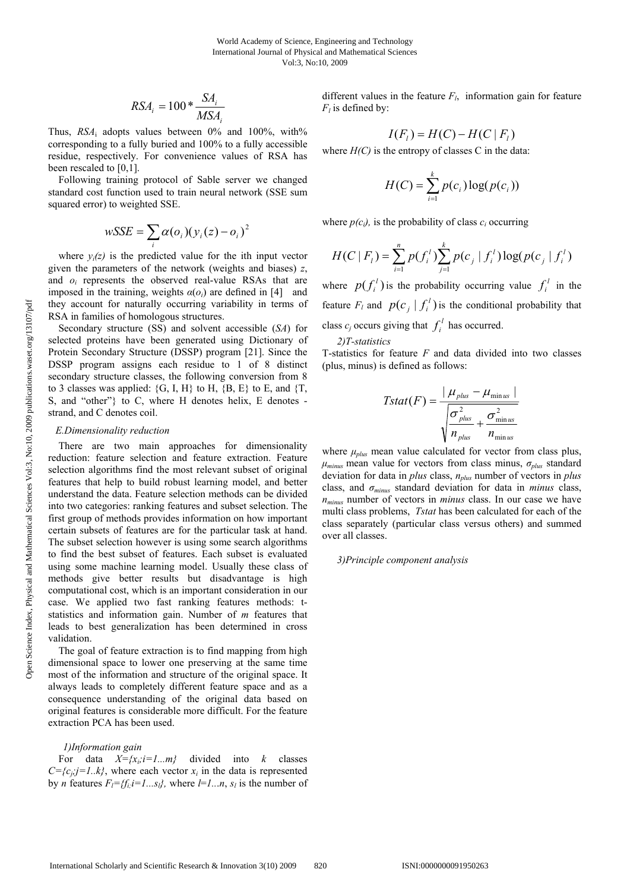$$RSA_i = 100 * \frac{SA_i}{MSA_i}$$

Thus, $RSA_i$ adopts values between 0% and 100%, with% corresponding to a fully buried and 100% to a fully accessible residue, respectively. For convenience values of RSA has been rescaled to [0,1].

Following training protocol of Sable server we changed standard cost function used to train neural network (SSE sum squared error) to weighted SSE.

$$wSSE = \sum_i \alpha(o_i)(y_i(z) - o_i)^2$$

where $y_i(z)$ is the predicted value for the ith input vector given the parameters of the network (weights and biases) $z$, and $o_i$ represents the observed real-value RSAs that are imposed in the training, weights $\alpha(o_i)$ are defined in [4] and they account for naturally occurring variability in terms of RSA in families of homologous structures.

Secondary structure (SS) and solvent accessible (*SA*) for selected proteins have been generated using Dictionary of Protein Secondary Structure (DSSP) program [21]. Since the DSSP program assigns each residue to 1 of 8 distinct secondary structure classes, the following conversion from 8 to 3 classes was applied: {G, I, H} to H, {B, E} to E, and {T, S, and "other"} to C, where H denotes helix, E denotes -strand, and C denotes coil.

### *E.Dimensionality reduction*

There are two main approaches for dimensionality reduction: feature selection and feature extraction. Feature selection algorithms find the most relevant subset of original features that help to build robust learning model, and better understand the data. Feature selection methods can be divided into two categories: ranking features and subset selection. The first group of methods provides information on how important certain subsets of features are for the particular task at hand. The subset selection however is using some search algorithms to find the best subset of features. Each subset is evaluated using some machine learning model. Usually these class of methods give better results but disadvantage is high computational cost, which is an important consideration in our case. We applied two fast ranking features methods: t-statistics and information gain. Number of *m* features that leads to best generalization has been determined in cross validation.

The goal of feature extraction is to find mapping from high dimensional space to lower one preserving at the same time most of the information and structure of the original space. It always leads to completely different feature space and as a consequence understanding of the original data based on original features is considerable more difficult. For the feature extraction PCA has been used.

#### *1)Information gain*

For data $X=\{x_i;i=1...m\}$ divided into $k$ classes $C=\{c_j;j=1..k\}$, where each vector $x_i$ in the data is represented by $n$ features $F_l=\{f_i;i=1...s_l\}$, where $l=1...n$, $s_l$ is the number of different values in the feature $F_l$, information gain for feature $F_l$ is defined by:

$$I(F_l) = H(C) - H(C \mid F_l)$$

where $H(C)$ is the entropy of classes C in the data:

$$H(C) = \sum_{i=1}^{k} p(c_i)\log(p(c_i))$$

where $p(c_i)$, is the probability of class $c_i$ occurring

$$H(C \mid F_l) = \sum_{i=1}^{n} p(f_i^l) \sum_{j=1}^{k} p(c_j \mid f_i^l)\log(p(c_j \mid f_i^l))$$

where $p(f_i^l)$ is the probability occurring value $f_i^l$ in the feature $F_l$ and $p(c_j \mid f_i^l)$ is the conditional probability that class $c_j$ occurs giving that $f_i^l$ has occurred.

#### *2)T-statistics*

T-statistics for feature $F$ and data divided into two classes (plus, minus) is defined as follows:

$$Tstat(F) = \frac{|\mu_{plus} - \mu_{minus}|}{\sqrt{\frac{\sigma_{plus}^2}{n_{plus}} + \frac{\sigma_{minus}^2}{n_{minus}}}}$$

where $\mu_{plus}$ mean value calculated for vector from class plus, $\mu_{minus}$ mean value for vectors from class minus, $\sigma_{plus}$ standard deviation for data in *plus* class, $n_{plus}$ number of vectors in *plus* class, and $\sigma_{minus}$ standard deviation for data in *minus* class, $n_{minus}$ number of vectors in *minus* class. In our case we have multi class problems, *Tstat* has been calculated for each of the class separately (particular class versus others) and summed over all classes.

#### *3)Principle component analysis*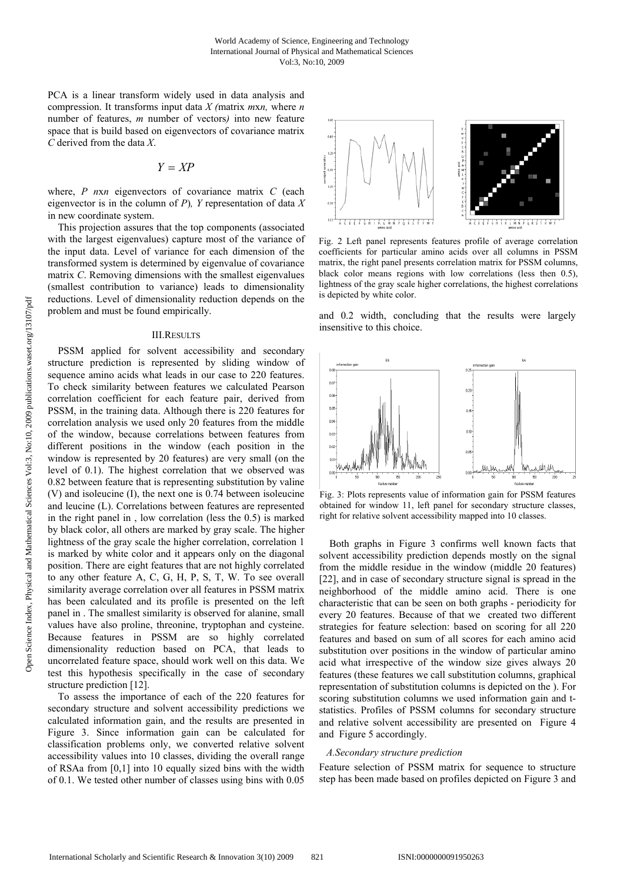PCA is a linear transform widely used in data analysis and compression. It transforms input data $X$ (matrix $m$x$n$, where $n$ number of features, $m$ number of vectors) into new feature space that is build based on eigenvectors of covariance matrix $C$ derived from the data $X$.

$$Y = XP$$

where, $P$ $n$x$n$ eigenvectors of covariance matrix $C$ (each eigenvector is in the column of $P$), $Y$ representation of data $X$ in new coordinate system.

This projection assures that the top components (associated with the largest eigenvalues) capture most of the variance of the input data. Level of variance for each dimension of the transformed system is determined by eigenvalue of covariance matrix $C$. Removing dimensions with the smallest eigenvalues (smallest contribution to variance) leads to dimensionality reductions. Level of dimensionality reduction depends on the problem and must be found empirically.

## III. RESULTS

PSSM applied for solvent accessibility and secondary structure prediction is represented by sliding window of sequence amino acids what leads in our case to 220 features. To check similarity between features we calculated Pearson correlation coefficient for each feature pair, derived from PSSM, in the training data. Although there is 220 features for correlation analysis we used only 20 features from the middle of the window, because correlations between features from different positions in the window (each position in the window is represented by 20 features) are very small (on the level of 0.1). The highest correlation that we observed was 0.82 between feature that is representing substitution by valine (V) and isoleucine (I), the next one is 0.74 between isoleucine and leucine (L). Correlations between features are represented in the right panel in , low correlation (less the 0.5) is marked by black color, all others are marked by gray scale. The higher lightness of the gray scale the higher correlation, correlation 1 is marked by white color and it appears only on the diagonal position. There are eight features that are not highly correlated to any other feature A, C, G, H, P, S, T, W. To see overall similarity average correlation over all features in PSSM matrix has been calculated and its profile is presented on the left panel in . The smallest similarity is observed for alanine, small values have also proline, threonine, tryptophan and cysteine. Because features in PSSM are so highly correlated dimensionality reduction based on PCA, that leads to uncorrelated feature space, should work well on this data. We test this hypothesis specifically in the case of secondary structure prediction [12].

To assess the importance of each of the 220 features for secondary structure and solvent accessibility predictions we calculated information gain, and the results are presented in Figure 3. Since information gain can be calculated for classification problems only, we converted relative solvent accessibility values into 10 classes, dividing the overall range of RSAa from [0,1] into 10 equally sized bins with the width of 0.1. We tested other number of classes using bins with 0.05 and 0.2 width, concluding that the results were largely insensitive to this choice.

averaged correlation

amino acid

A C D E F G H I K L M N P Q R S T V W Y

Fig. 2 Left panel represents features profile of average correlation coefficients for particular amino acids over all columns in PSSM matrix, the right panel presents correlation matrix for PSSM columns, black color means regions with low correlations (less then 0.5), lightness of the gray scale higher correlations, the highest correlations is depicted by white color.

SS

SA

information gain

feature number

Fig. 3: Plots represents value of information gain for PSSM features obtained for window 11, left panel for secondary structure classes, right for relative solvent accessibility mapped into 10 classes.

Both graphs in Figure 3 confirms well known facts that solvent accessibility prediction depends mostly on the signal from the middle residue in the window (middle 20 features) [22], and in case of secondary structure signal is spread in the neighborhood of the middle amino acid. There is one characteristic that can be seen on both graphs - periodicity for every 20 features. Because of that we created two different strategies for feature selection: based on scoring for all 220 features and based on sum of all scores for each amino acid substitution over positions in the window of particular amino acid what irrespective of the window size gives always 20 features (these features we call substitution columns, graphical representation of substitution columns is depicted on the ). For scoring substitution columns we used information gain and t-statistics. Profiles of PSSM columns for secondary structure and relative solvent accessibility are presented on Figure 4 and Figure 5 accordingly.

### A. Secondary structure prediction

Feature selection of PSSM matrix for sequence to structure step has been made based on profiles depicted on Figure 3 and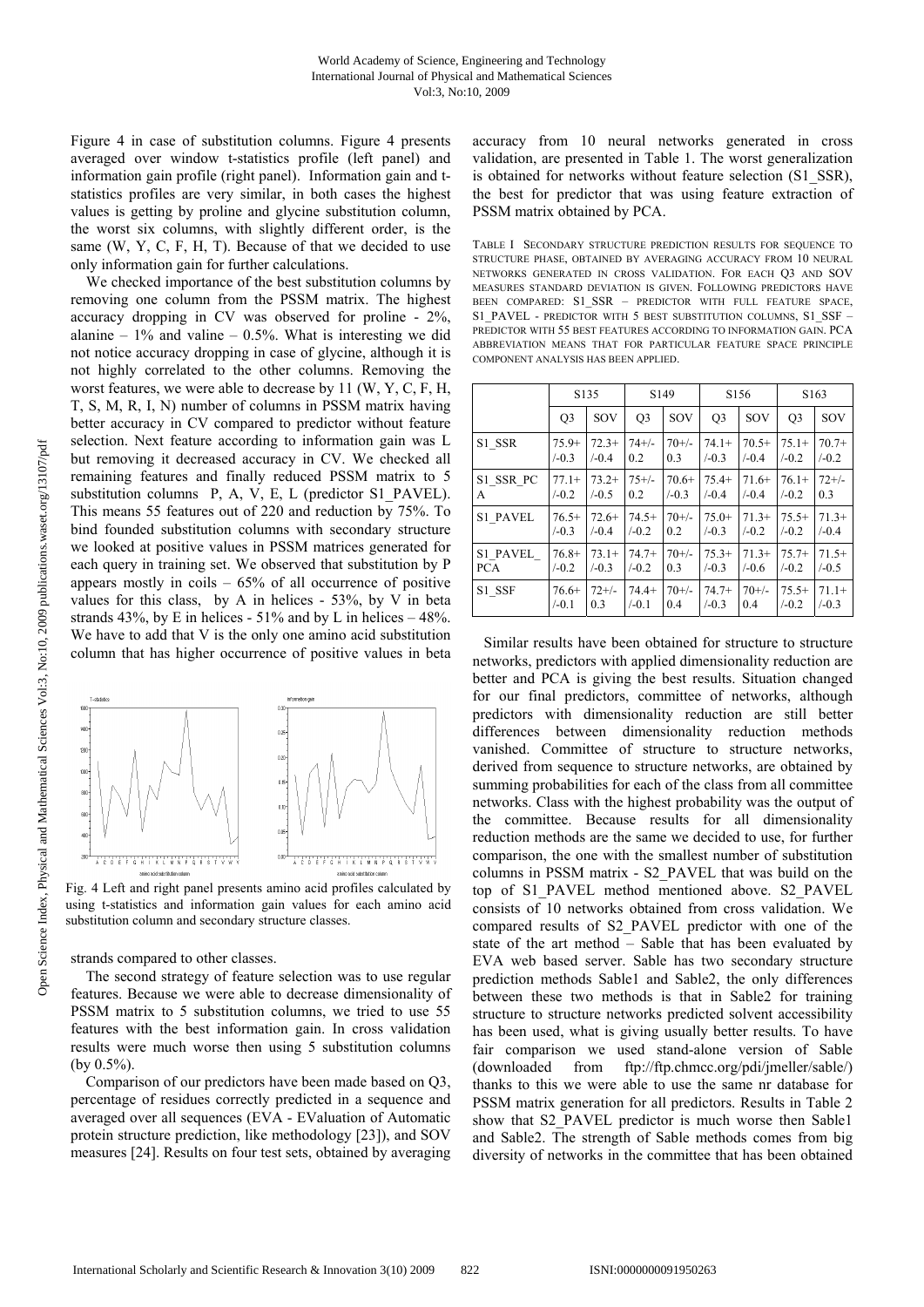Figure 4 in case of substitution columns. Figure 4 presents averaged over window t-statistics profile (left panel) and information gain profile (right panel). Information gain and t-statistics profiles are very similar, in both cases the highest values is getting by proline and glycine substitution column, the worst six columns, with slightly different order, is the same (W, Y, C, F, H, T). Because of that we decided to use only information gain for further calculations.

We checked importance of the best substitution columns by removing one column from the PSSM matrix. The highest accuracy dropping in CV was observed for proline - 2%, alanine – 1% and valine – 0.5%. What is interesting we did not notice accuracy dropping in case of glycine, although it is not highly correlated to the other columns. Removing the worst features, we were able to decrease by 11 (W, Y, C, F, H, T, S, M, R, I, N) number of columns in PSSM matrix having better accuracy in CV compared to predictor without feature selection. Next feature according to information gain was L but removing it decreased accuracy in CV. We checked all remaining features and finally reduced PSSM matrix to 5 substitution columns P, A, V, E, L (predictor S1_PAVEL). This means 55 features out of 220 and reduction by 75%. To bind founded substitution columns with secondary structure we looked at positive values in PSSM matrices generated for each query in training set. We observed that substitution by P appears mostly in coils – 65% of all occurrence of positive values for this class, by A in helices - 53%, by V in beta strands 43%, by E in helices - 51% and by L in helices – 48%. We have to add that V is the only one amino acid substitution column that has higher occurrence of positive values in beta strands compared to other classes.

T-statistics

information gain

A C D E F G H I K L M N P Q R S T V W Y

amino acid substitution column

Fig. 4 Left and right panel presents amino acid profiles calculated by using t-statistics and information gain values for each amino acid substitution column and secondary structure classes.

The second strategy of feature selection was to use regular features. Because we were able to decrease dimensionality of PSSM matrix to 5 substitution columns, we tried to use 55 features with the best information gain. In cross validation results were much worse then using 5 substitution columns (by 0.5%).

Comparison of our predictors have been made based on Q3, percentage of residues correctly predicted in a sequence and averaged over all sequences (EVA - EValuation of Automatic protein structure prediction, like methodology [23]), and SOV measures [24]. Results on four test sets, obtained by averaging accuracy from 10 neural networks generated in cross validation, are presented in Table 1. The worst generalization is obtained for networks without feature selection (S1_SSR), the best for predictor that was using feature extraction of PSSM matrix obtained by PCA.

TABLE I SECONDARY STRUCTURE PREDICTION RESULTS FOR SEQUENCE TO STRUCTURE PHASE, OBTAINED BY AVERAGING ACCURACY FROM 10 NEURAL NETWORKS GENERATED IN CROSS VALIDATION. FOR EACH Q3 AND SOV MEASURES STANDARD DEVIATION IS GIVEN. FOLLOWING PREDICTORS HAVE BEEN COMPARED: S1_SSR – PREDICTOR WITH FULL FEATURE SPACE, S1_PAVEL - PREDICTOR WITH 5 BEST SUBSTITUTION COLUMNS, S1_SSF – PREDICTOR WITH 55 BEST FEATURES ACCORDING TO INFORMATION GAIN. PCA ABBREVIATION MEANS THAT FOR PARTICULAR FEATURE SPACE PRINCIPLE COMPONENT ANALYSIS HAS BEEN APPLIED.

| | S135 | | S149 | | S156 | | S163 | |
|---|---|---|---|---|---|---|---|---|
| | Q3 | SOV | Q3 | SOV | Q3 | SOV | Q3 | SOV |
| S1_SSR | 75.9+/-0.3 | 72.3+/-0.4 | 74+/-0.2 | 70+/-0.3 | 74.1+/-0.3 | 70.5+/-0.4 | 75.1+/-0.2 | 70.7+/-0.2 |
| S1_SSR_PCA | 77.1+/-0.2 | 73.2+/-0.5 | 75+/-0.2 | 70.6+/-0.3 | 75.4+/-0.4 | 71.6+/-0.4 | 76.1+/-0.2 | 72+/-0.3 |
| S1_PAVEL | 76.5+/-0.3 | 72.6+/-0.4 | 74.5+/-0.2 | 70+/-0.2 | 75.0+/-0.3 | 71.3+/-0.2 | 75.5+/-0.2 | 71.3+/-0.4 |
| S1_PAVEL_PCA | 76.8+/-0.2 | 73.1+/-0.3 | 74.7+/-0.2 | 70+/-0.3 | 75.3+/-0.3 | 71.3+/-0.6 | 75.7+/-0.2 | 71.5+/-0.5 |
| S1_SSF | 76.6+/-0.1 | 72+/-0.3 | 74.4+/-0.1 | 70+/-0.4 | 74.7+/-0.3 | 70+/-0.4 | 75.5+/-0.2 | 71.1+/-0.3 |

Similar results have been obtained for structure to structure networks, predictors with applied dimensionality reduction are better and PCA is giving the best results. Situation changed for our final predictors, committee of networks, although predictors with dimensionality reduction are still better differences between dimensionality reduction methods vanished. Committee of structure to structure networks, derived from sequence to structure networks, are obtained by summing probabilities for each of the class from all committee networks. Class with the highest probability was the output of the committee. Because results for all dimensionality reduction methods are the same we decided to use, for further comparison, the one with the smallest number of substitution columns in PSSM matrix - S2_PAVEL that was build on the top of S1_PAVEL method mentioned above. S2_PAVEL consists of 10 networks obtained from cross validation. We compared results of S2_PAVEL predictor with one of the state of the art method – Sable that has been evaluated by EVA web based server. Sable has two secondary structure prediction methods Sable1 and Sable2, the only differences between these two methods is that in Sable2 for training structure to structure networks predicted solvent accessibility has been used, what is giving usually better results. To have fair comparison we used stand-alone version of Sable (downloaded from ftp://ftp.chmcc.org/pdi/jmeller/sable/) thanks to this we were able to use the same nr database for PSSM matrix generation for all predictors. Results in Table 2 show that S2_PAVEL predictor is much worse then Sable1 and Sable2. The strength of Sable methods comes from big diversity of networks in the committee that has been obtained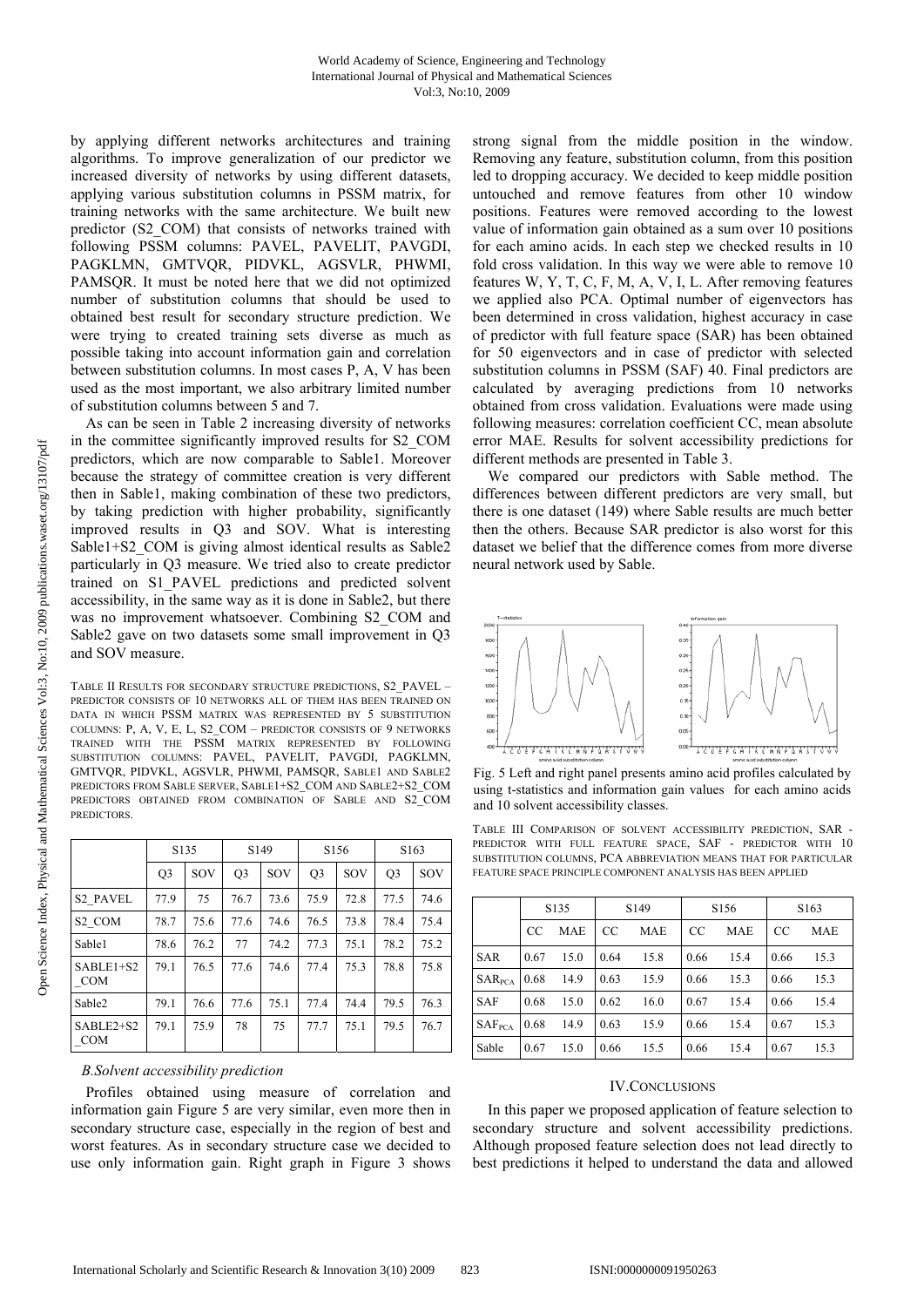by applying different networks architectures and training algorithms. To improve generalization of our predictor we increased diversity of networks by using different datasets, applying various substitution columns in PSSM matrix, for training networks with the same architecture. We built new predictor (S2_COM) that consists of networks trained with following PSSM columns: PAVEL, PAVELIT, PAVGDI, PAGKLMN, GMTVQR, PIDVKL, AGSVLR, PHWMI, PAMSQR. It must be noted here that we did not optimized number of substitution columns that should be used to obtained best result for secondary structure prediction. We were trying to created training sets diverse as much as possible taking into account information gain and correlation between substitution columns. In most cases P, A, V has been used as the most important, we also arbitrary limited number of substitution columns between 5 and 7.

As can be seen in Table 2 increasing diversity of networks in the committee significantly improved results for S2_COM predictors, which are now comparable to Sable1. Moreover because the strategy of committee creation is very different then in Sable1, making combination of these two predictors, by taking prediction with higher probability, significantly improved results in Q3 and SOV. What is interesting Sable1+S2_COM is giving almost identical results as Sable2 particularly in Q3 measure. We tried also to create predictor trained on S1_PAVEL predictions and predicted solvent accessibility, in the same way as it is done in Sable2, but there was no improvement whatsoever. Combining S2_COM and Sable2 gave on two datasets some small improvement in Q3 and SOV measure.

TABLE II RESULTS FOR SECONDARY STRUCTURE PREDICTIONS, S2_PAVEL – PREDICTOR CONSISTS OF 10 NETWORKS ALL OF THEM HAS BEEN TRAINED ON DATA IN WHICH PSSM MATRIX WAS REPRESENTED BY 5 SUBSTITUTION COLUMNS: P, A, V, E, L, S2_COM – PREDICTOR CONSISTS OF 9 NETWORKS TRAINED WITH THE PSSM MATRIX REPRESENTED BY FOLLOWING SUBSTITUTION COLUMNS: PAVEL, PAVELIT, PAVGDI, PAGKLMN, GMTVQR, PIDVKL, AGSVLR, PHWMI, PAMSQR, SABLE1 AND SABLE2 PREDICTORS FROM SABLE SERVER, SABLE1+S2_COM AND SABLE2+S2_COM PREDICTORS OBTAINED FROM COMBINATION OF SABLE AND S2_COM PREDICTORS.

| | S135 | | S149 | | S156 | | S163 | |
|---|---|---|---|---|---|---|---|---|
| | Q3 | SOV | Q3 | SOV | Q3 | SOV | Q3 | SOV |
| S2_PAVEL | 77.9 | 75 | 76.7 | 73.6 | 75.9 | 72.8 | 77.5 | 74.6 |
| S2_COM | 78.7 | 75.6 | 77.6 | 74.6 | 76.5 | 73.8 | 78.4 | 75.4 |
| Sable1 | 78.6 | 76.2 | 77 | 74.2 | 77.3 | 75.1 | 78.2 | 75.2 |
| SABLE1+S2_COM | 79.1 | 76.5 | 77.6 | 74.6 | 77.4 | 75.3 | 78.8 | 75.8 |
| Sable2 | 79.1 | 76.6 | 77.6 | 75.1 | 77.4 | 74.4 | 79.5 | 76.3 |
| SABLE2+S2_COM | 79.1 | 75.9 | 78 | 75 | 77.7 | 75.1 | 79.5 | 76.7 |

### *B. Solvent accessibility prediction*

Profiles obtained using measure of correlation and information gain Figure 5 are very similar, even more then in secondary structure case, especially in the region of best and worst features. As in secondary structure case we decided to use only information gain. Right graph in Figure 3 shows strong signal from the middle position in the window. Removing any feature, substitution column, from this position led to dropping accuracy. We decided to keep middle position untouched and remove features from other 10 window positions. Features were removed according to the lowest value of information gain obtained as a sum over 10 positions for each amino acids. In each step we checked results in 10 fold cross validation. In this way we were able to remove 10 features W, Y, T, C, F, M, A, V, I, L. After removing features we applied also PCA. Optimal number of eigenvectors has been determined in cross validation, highest accuracy in case of predictor with full feature space (SAR) has been obtained for 50 eigenvectors and in case of predictor with selected substitution columns in PSSM (SAF) 40. Final predictors are calculated by averaging predictions from 10 networks obtained from cross validation. Evaluations were made using following measures: correlation coefficient CC, mean absolute error MAE. Results for solvent accessibility predictions for different methods are presented in Table 3.

We compared our predictors with Sable method. The differences between different predictors are very small, but there is one dataset (149) where Sable results are much better then the others. Because SAR predictor is also worst for this dataset we belief that the difference comes from more diverse neural network used by Sable.

T-statistics
2000
1800
1600
1400
1200
1000
800
600
400
A C D E F G H I K L M N P Q R S T V W Y
amino acid substitution column

information gain
0.40
0.35
0.30
0.25
0.20
0.15
0.10
0.05
0.00
A C D E F G H I K L M N P Q R S T V W Y
amino acid substitution column

Fig. 5 Left and right panel presents amino acid profiles calculated by using t-statistics and information gain values for each amino acids and 10 solvent accessibility classes.

TABLE III COMPARISON OF SOLVENT ACCESSIBILITY PREDICTION, SAR - PREDICTOR WITH FULL FEATURE SPACE, SAF - PREDICTOR WITH 10 SUBSTITUTION COLUMNS, PCA ABBREVIATION MEANS THAT FOR PARTICULAR FEATURE SPACE PRINCIPLE COMPONENT ANALYSIS HAS BEEN APPLIED

| | S135 | | S149 | | S156 | | S163 | |
|---|---|---|---|---|---|---|---|---|
| | CC | MAE | CC | MAE | CC | MAE | CC | MAE |
| SAR | 0.67 | 15.0 | 0.64 | 15.8 | 0.66 | 15.4 | 0.66 | 15.3 |
| $SAR_{PCA}$ | 0.68 | 14.9 | 0.63 | 15.9 | 0.66 | 15.3 | 0.66 | 15.3 |
| SAF | 0.68 | 15.0 | 0.62 | 16.0 | 0.67 | 15.4 | 0.66 | 15.4 |
| $SAF_{PCA}$ | 0.68 | 14.9 | 0.63 | 15.9 | 0.66 | 15.4 | 0.67 | 15.3 |
| Sable | 0.67 | 15.0 | 0.66 | 15.5 | 0.66 | 15.4 | 0.67 | 15.3 |

## IV. CONCLUSIONS

In this paper we proposed application of feature selection to secondary structure and solvent accessibility predictions. Although proposed feature selection does not lead directly to best predictions it helped to understand the data and allowed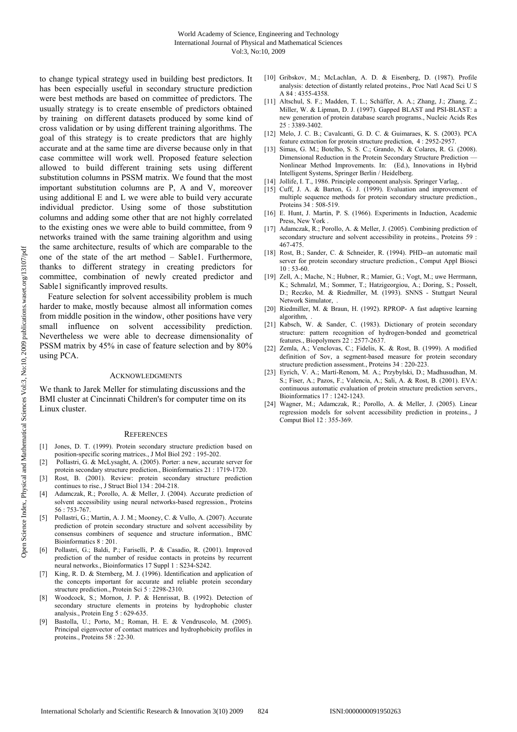to change typical strategy used in building best predictors. It has been especially useful in secondary structure prediction were best methods are based on committee of predictors. The usually strategy is to create ensemble of predictors obtained by training on different datasets produced by some kind of cross validation or by using different training algorithms. The goal of this strategy is to create predictors that are highly accurate and at the same time are diverse because only in that case committee will work well. Proposed feature selection allowed to build different training sets using different substitution columns in PSSM matrix. We found that the most important substitution columns are P, A and V, moreover using additional E and L we were able to build very accurate individual predictor. Using some of those substitution columns and adding some other that are not highly correlated to the existing ones we were able to build committee, from 9 networks trained with the same training algorithm and using the same architecture, results of which are comparable to the one of the state of the art method – Sable1. Furthermore, thanks to different strategy in creating predictors for committee, combination of newly created predictor and Sable1 significantly improved results.

Feature selection for solvent accessibility problem is much harder to make, mostly because almost all information comes from middle position in the window, other positions have very small influence on solvent accessibility prediction. Nevertheless we were able to decrease dimensionality of PSSM matrix by 45% in case of feature selection and by 80% using PCA.

## ACKNOWLEDGMENTS

We thank to Jarek Meller for stimulating discussions and the BMI cluster at Cincinnati Children's for computer time on its Linux cluster.

## REFERENCES

[1] Jones, D. T. (1999). Protein secondary structure prediction based on position-specific scoring matrices., J Mol Biol 292 : 195-202.

[2] Pollastri, G. & McLysaght, A. (2005). Porter: a new, accurate server for protein secondary structure prediction., Bioinformatics 21 : 1719-1720.

[3] Rost, B. (2001). Review: protein secondary structure prediction continues to rise., J Struct Biol 134 : 204-218.

[4] Adamczak, R.; Porollo, A. & Meller, J. (2004). Accurate prediction of solvent accessibility using neural networks-based regression., Proteins 56 : 753-767.

[5] Pollastri, G.; Martin, A. J. M.; Mooney, C. & Vullo, A. (2007). Accurate prediction of protein secondary structure and solvent accessibility by consensus combiners of sequence and structure information., BMC Bioinformatics 8 : 201.

[6] Pollastri, G.; Baldi, P.; Fariselli, P. & Casadio, R. (2001). Improved prediction of the number of residue contacts in proteins by recurrent neural networks., Bioinformatics 17 Suppl 1 : S234-S242.

[7] King, R. D. & Sternberg, M. J. (1996). Identification and application of the concepts important for accurate and reliable protein secondary structure prediction., Protein Sci 5 : 2298-2310.

[8] Woodcock, S.; Mornon, J. P. & Henrissat, B. (1992). Detection of secondary structure elements in proteins by hydrophobic cluster analysis., Protein Eng 5 : 629-635.

[9] Bastolla, U.; Porto, M.; Roman, H. E. & Vendruscolo, M. (2005). Principal eigenvector of contact matrices and hydrophobicity profiles in proteins., Proteins 58 : 22-30.

[10] Gribskov, M.; McLachlan, A. D. & Eisenberg, D. (1987). Profile analysis: detection of distantly related proteins., Proc Natl Acad Sci U S A 84 : 4355-4358.

[11] Altschul, S. F.; Madden, T. L.; Schäffer, A. A.; Zhang, J.; Zhang, Z.; Miller, W. & Lipman, D. J. (1997). Gapped BLAST and PSI-BLAST: a new generation of protein database search programs., Nucleic Acids Res 25 : 3389-3402.

[12] Melo, J. C. B.; Cavalcanti, G. D. C. & Guimaraes, K. S. (2003). PCA feature extraction for protein structure prediction, 4 : 2952-2957.

[13] Simas, G. M.; Botelho, S. S. C.; Grando, N. & Colares, R. G. (2008). Dimensional Reduction in the Protein Secondary Structure Prediction — Nonlinear Method Improvements. In: (Ed.), Innovations in Hybrid Intelligent Systems, Springer Berlin / Heidelberg.

[14] Jollife, I. T., 1986. Principle component analysis. Springer Varlag, .

[15] Cuff, J. A. & Barton, G. J. (1999). Evaluation and improvement of multiple sequence methods for protein secondary structure prediction., Proteins 34 : 508-519.

[16] E. Hunt, J. Martin, P. S. (1966). Experiments in Induction, Academic Press, New York .

[17] Adamczak, R.; Porollo, A. & Meller, J. (2005). Combining prediction of secondary structure and solvent accessibility in proteins., Proteins 59 : 467-475.

[18] Rost, B.; Sander, C. & Schneider, R. (1994). PHD--an automatic mail server for protein secondary structure prediction., Comput Appl Biosci 10 : 53-60.

[19] Zell, A.; Mache, N.; Hubner, R.; Mamier, G.; Vogt, M.; uwe Herrmann, K.; Schmalzl, M.; Sommer, T.; Hatzigeorgiou, A.; Doring, S.; Posselt, D.; Reczko, M. & Riedmiller, M. (1993). SNNS - Stuttgart Neural Network Simulator, .

[20] Riedmiller, M. & Braun, H. (1992). RPROP- A fast adaptive learning algorithm, .

[21] Kabsch, W. & Sander, C. (1983). Dictionary of protein secondary structure: pattern recognition of hydrogen-bonded and geometrical features., Biopolymers 22 : 2577-2637.

[22] Zemla, A.; Venclovas, C.; Fidelis, K. & Rost, B. (1999). A modified definition of Sov, a segment-based measure for protein secondary structure prediction assessment., Proteins 34 : 220-223.

[23] Eyrich, V. A.; Martí-Renom, M. A.; Przybylski, D.; Madhusudhan, M. S.; Fiser, A.; Pazos, F.; Valencia, A.; Sali, A. & Rost, B. (2001). EVA: continuous automatic evaluation of protein structure prediction servers., Bioinformatics 17 : 1242-1243.

[24] Wagner, M.; Adamczak, R.; Porollo, A. & Meller, J. (2005). Linear regression models for solvent accessibility prediction in proteins., J Comput Biol 12 : 355-369.